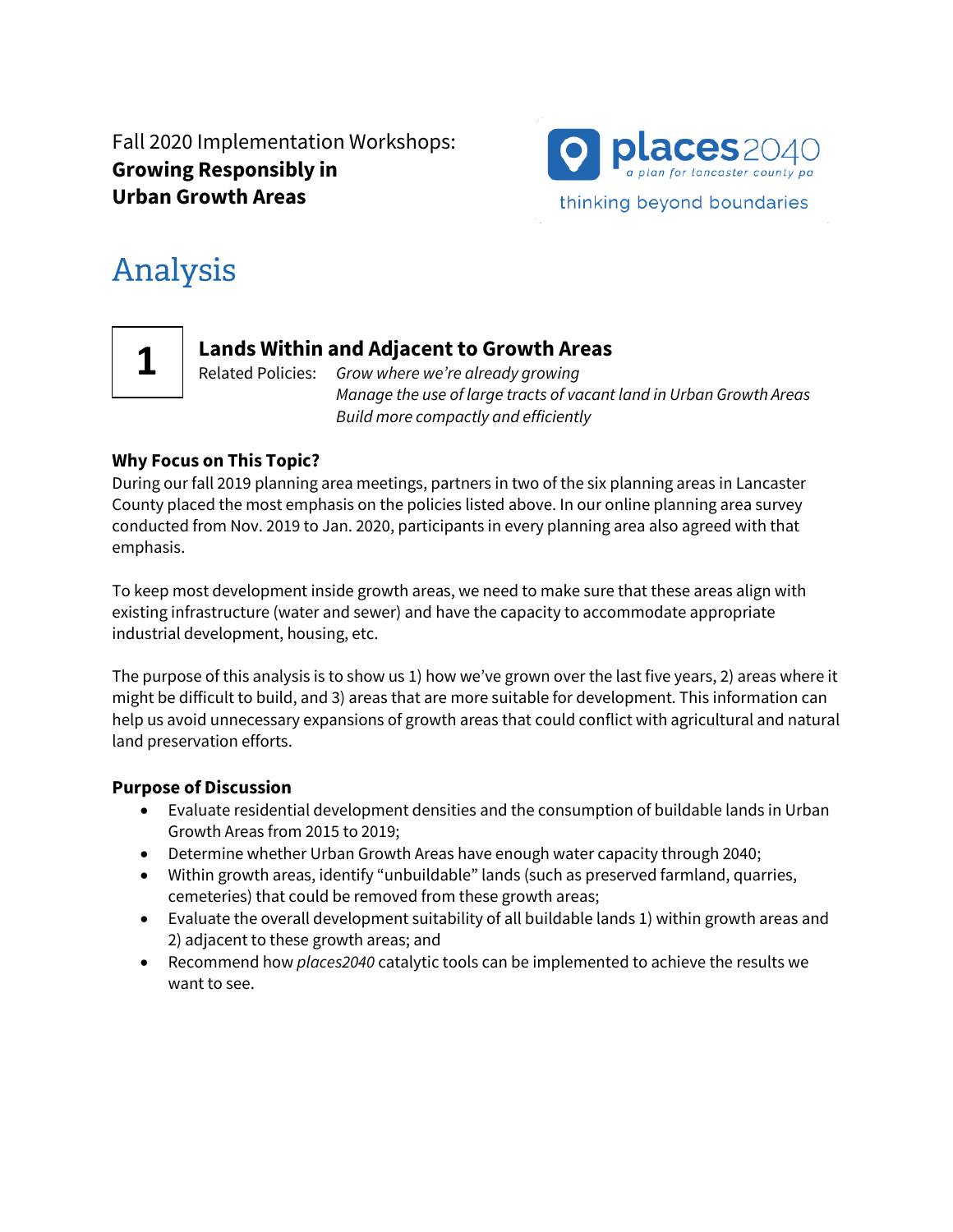Fall 2020 Implementation Workshops:
**Growing Responsibly in Urban Growth Areas**

places2040
*a plan for lancaster county pa*
thinking beyond boundaries

# Analysis

## 1 Lands Within and Adjacent to Growth Areas

Related Policies: *Grow where we're already growing*
*Manage the use of large tracts of vacant land in Urban Growth Areas*
*Build more compactly and efficiently*

### Why Focus on This Topic?

During our fall 2019 planning area meetings, partners in two of the six planning areas in Lancaster County placed the most emphasis on the policies listed above. In our online planning area survey conducted from Nov. 2019 to Jan. 2020, participants in every planning area also agreed with that emphasis.

To keep most development inside growth areas, we need to make sure that these areas align with existing infrastructure (water and sewer) and have the capacity to accommodate appropriate industrial development, housing, etc.

The purpose of this analysis is to show us 1) how we've grown over the last five years, 2) areas where it might be difficult to build, and 3) areas that are more suitable for development. This information can help us avoid unnecessary expansions of growth areas that could conflict with agricultural and natural land preservation efforts.

### Purpose of Discussion

- Evaluate residential development densities and the consumption of buildable lands in Urban Growth Areas from 2015 to 2019;
- Determine whether Urban Growth Areas have enough water capacity through 2040;
- Within growth areas, identify "unbuildable" lands (such as preserved farmland, quarries, cemeteries) that could be removed from these growth areas;
- Evaluate the overall development suitability of all buildable lands 1) within growth areas and 2) adjacent to these growth areas; and
- Recommend how *places2040* catalytic tools can be implemented to achieve the results we want to see.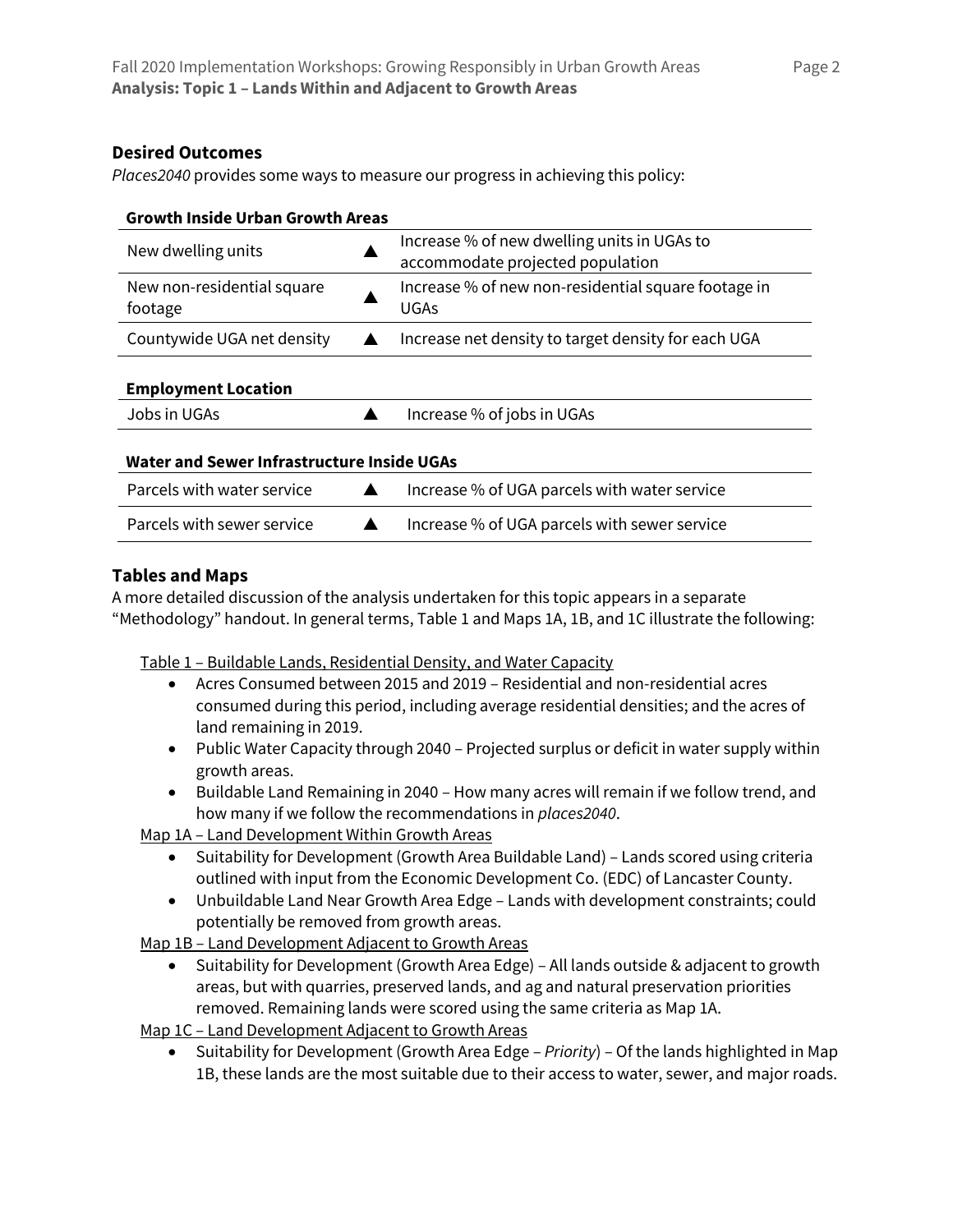## Desired Outcomes

*Places2040* provides some ways to measure our progress in achieving this policy:

| Growth Inside Urban Growth Areas | | |
|---|---|---|
| New dwelling units | ▲ | Increase % of new dwelling units in UGAs to accommodate projected population |
| New non-residential square footage | ▲ | Increase % of new non-residential square footage in UGAs |
| Countywide UGA net density | ▲ | Increase net density to target density for each UGA |

| Employment Location | | |
|---|---|---|
| Jobs in UGAs | ▲ | Increase % of jobs in UGAs |

| Water and Sewer Infrastructure Inside UGAs | | |
|---|---|---|
| Parcels with water service | ▲ | Increase % of UGA parcels with water service |
| Parcels with sewer service | ▲ | Increase % of UGA parcels with sewer service |

## Tables and Maps

A more detailed discussion of the analysis undertaken for this topic appears in a separate "Methodology" handout. In general terms, Table 1 and Maps 1A, 1B, and 1C illustrate the following:

Table 1 – Buildable Lands, Residential Density, and Water Capacity

- Acres Consumed between 2015 and 2019 – Residential and non-residential acres consumed during this period, including average residential densities; and the acres of land remaining in 2019.
- Public Water Capacity through 2040 – Projected surplus or deficit in water supply within growth areas.
- Buildable Land Remaining in 2040 – How many acres will remain if we follow trend, and how many if we follow the recommendations in *places2040*.

Map 1A – Land Development Within Growth Areas

- Suitability for Development (Growth Area Buildable Land) – Lands scored using criteria outlined with input from the Economic Development Co. (EDC) of Lancaster County.
- Unbuildable Land Near Growth Area Edge – Lands with development constraints; could potentially be removed from growth areas.

Map 1B – Land Development Adjacent to Growth Areas

- Suitability for Development (Growth Area Edge) – All lands outside & adjacent to growth areas, but with quarries, preserved lands, and ag and natural preservation priorities removed. Remaining lands were scored using the same criteria as Map 1A.

Map 1C – Land Development Adjacent to Growth Areas

- Suitability for Development (Growth Area Edge – *Priority*) – Of the lands highlighted in Map 1B, these lands are the most suitable due to their access to water, sewer, and major roads.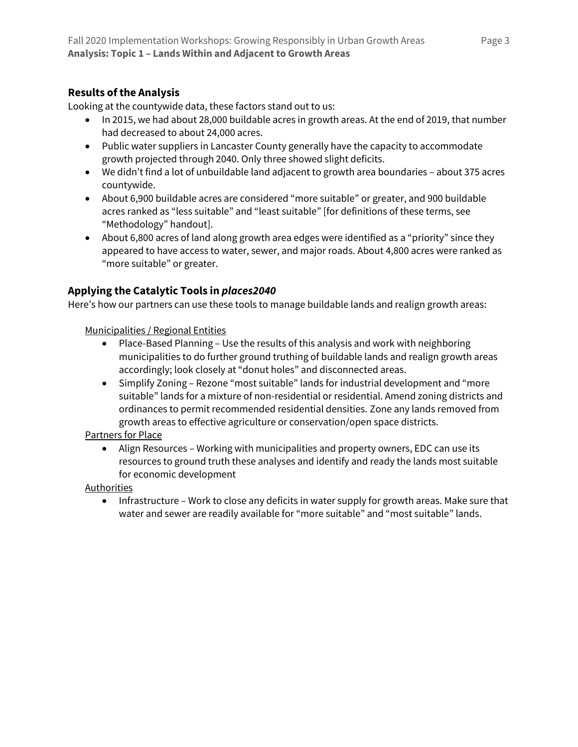## Results of the Analysis

Looking at the countywide data, these factors stand out to us:

- In 2015, we had about 28,000 buildable acres in growth areas. At the end of 2019, that number had decreased to about 24,000 acres.
- Public water suppliers in Lancaster County generally have the capacity to accommodate growth projected through 2040. Only three showed slight deficits.
- We didn't find a lot of unbuildable land adjacent to growth area boundaries – about 375 acres countywide.
- About 6,900 buildable acres are considered "more suitable" or greater, and 900 buildable acres ranked as "less suitable" and "least suitable" [for definitions of these terms, see "Methodology" handout].
- About 6,800 acres of land along growth area edges were identified as a "priority" since they appeared to have access to water, sewer, and major roads. About 4,800 acres were ranked as "more suitable" or greater.

## Applying the Catalytic Tools in ***places2040***

Here's how our partners can use these tools to manage buildable lands and realign growth areas:

Municipalities / Regional Entities

- Place-Based Planning – Use the results of this analysis and work with neighboring municipalities to do further ground truthing of buildable lands and realign growth areas accordingly; look closely at "donut holes" and disconnected areas.
- Simplify Zoning – Rezone "most suitable" lands for industrial development and "more suitable" lands for a mixture of non-residential or residential. Amend zoning districts and ordinances to permit recommended residential densities. Zone any lands removed from growth areas to effective agriculture or conservation/open space districts.

Partners for Place

- Align Resources – Working with municipalities and property owners, EDC can use its resources to ground truth these analyses and identify and ready the lands most suitable for economic development

Authorities

- Infrastructure – Work to close any deficits in water supply for growth areas. Make sure that water and sewer are readily available for "more suitable" and "most suitable" lands.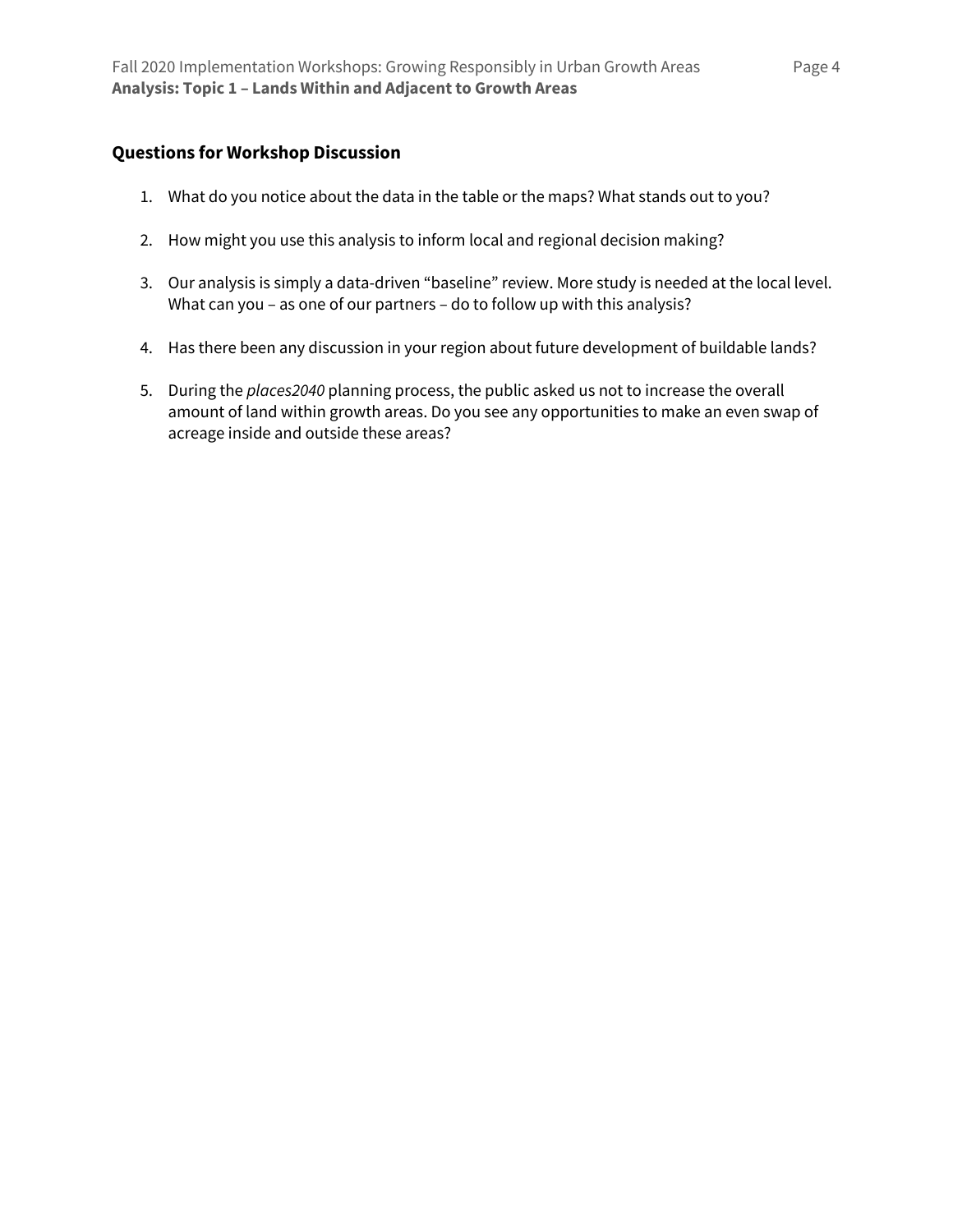## Questions for Workshop Discussion

1. What do you notice about the data in the table or the maps? What stands out to you?

2. How might you use this analysis to inform local and regional decision making?

3. Our analysis is simply a data-driven "baseline" review. More study is needed at the local level. What can you – as one of our partners – do to follow up with this analysis?

4. Has there been any discussion in your region about future development of buildable lands?

5. During the *places2040* planning process, the public asked us not to increase the overall amount of land within growth areas. Do you see any opportunities to make an even swap of acreage inside and outside these areas?